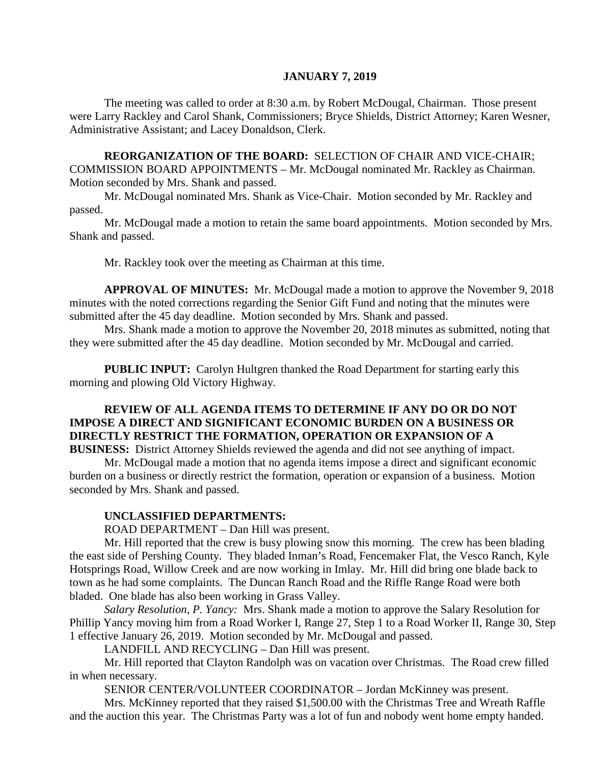**JANUARY 7, 2019**

The meeting was called to order at 8:30 a.m. by Robert McDougal, Chairman. Those present were Larry Rackley and Carol Shank, Commissioners; Bryce Shields, District Attorney; Karen Wesner, Administrative Assistant; and Lacey Donaldson, Clerk.

**REORGANIZATION OF THE BOARD:** SELECTION OF CHAIR AND VICE-CHAIR; COMMISSION BOARD APPOINTMENTS – Mr. McDougal nominated Mr. Rackley as Chairman. Motion seconded by Mrs. Shank and passed.

Mr. McDougal nominated Mrs. Shank as Vice-Chair. Motion seconded by Mr. Rackley and passed.

Mr. McDougal made a motion to retain the same board appointments. Motion seconded by Mrs. Shank and passed.

Mr. Rackley took over the meeting as Chairman at this time.

**APPROVAL OF MINUTES:** Mr. McDougal made a motion to approve the November 9, 2018 minutes with the noted corrections regarding the Senior Gift Fund and noting that the minutes were submitted after the 45 day deadline. Motion seconded by Mrs. Shank and passed.

Mrs. Shank made a motion to approve the November 20, 2018 minutes as submitted, noting that they were submitted after the 45 day deadline. Motion seconded by Mr. McDougal and carried.

**PUBLIC INPUT:** Carolyn Hultgren thanked the Road Department for starting early this morning and plowing Old Victory Highway.

**REVIEW OF ALL AGENDA ITEMS TO DETERMINE IF ANY DO OR DO NOT IMPOSE A DIRECT AND SIGNIFICANT ECONOMIC BURDEN ON A BUSINESS OR DIRECTLY RESTRICT THE FORMATION, OPERATION OR EXPANSION OF A BUSINESS:** District Attorney Shields reviewed the agenda and did not see anything of impact.

Mr. McDougal made a motion that no agenda items impose a direct and significant economic burden on a business or directly restrict the formation, operation or expansion of a business. Motion seconded by Mrs. Shank and passed.

**UNCLASSIFIED DEPARTMENTS:**

ROAD DEPARTMENT – Dan Hill was present.

Mr. Hill reported that the crew is busy plowing snow this morning. The crew has been blading the east side of Pershing County. They bladed Inman's Road, Fencemaker Flat, the Vesco Ranch, Kyle Hotsprings Road, Willow Creek and are now working in Imlay. Mr. Hill did bring one blade back to town as he had some complaints. The Duncan Ranch Road and the Riffle Range Road were both bladed. One blade has also been working in Grass Valley.

*Salary Resolution, P. Yancy:* Mrs. Shank made a motion to approve the Salary Resolution for Phillip Yancy moving him from a Road Worker I, Range 27, Step 1 to a Road Worker II, Range 30, Step 1 effective January 26, 2019. Motion seconded by Mr. McDougal and passed.

LANDFILL AND RECYCLING – Dan Hill was present.

Mr. Hill reported that Clayton Randolph was on vacation over Christmas. The Road crew filled in when necessary.

SENIOR CENTER/VOLUNTEER COORDINATOR – Jordan McKinney was present.

Mrs. McKinney reported that they raised $1,500.00 with the Christmas Tree and Wreath Raffle and the auction this year. The Christmas Party was a lot of fun and nobody went home empty handed.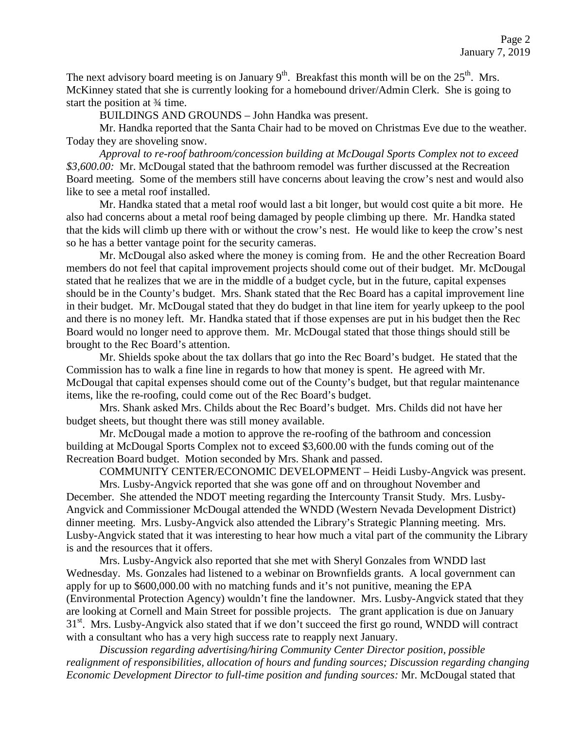The next advisory board meeting is on January 9th. Breakfast this month will be on the 25th. Mrs. McKinney stated that she is currently looking for a homebound driver/Admin Clerk. She is going to start the position at ¾ time.

BUILDINGS AND GROUNDS – John Handka was present.

Mr. Handka reported that the Santa Chair had to be moved on Christmas Eve due to the weather. Today they are shoveling snow.

*Approval to re-roof bathroom/concession building at McDougal Sports Complex not to exceed $3,600.00:* Mr. McDougal stated that the bathroom remodel was further discussed at the Recreation Board meeting. Some of the members still have concerns about leaving the crow's nest and would also like to see a metal roof installed.

Mr. Handka stated that a metal roof would last a bit longer, but would cost quite a bit more. He also had concerns about a metal roof being damaged by people climbing up there. Mr. Handka stated that the kids will climb up there with or without the crow's nest. He would like to keep the crow's nest so he has a better vantage point for the security cameras.

Mr. McDougal also asked where the money is coming from. He and the other Recreation Board members do not feel that capital improvement projects should come out of their budget. Mr. McDougal stated that he realizes that we are in the middle of a budget cycle, but in the future, capital expenses should be in the County's budget. Mrs. Shank stated that the Rec Board has a capital improvement line in their budget. Mr. McDougal stated that they do budget in that line item for yearly upkeep to the pool and there is no money left. Mr. Handka stated that if those expenses are put in his budget then the Rec Board would no longer need to approve them. Mr. McDougal stated that those things should still be brought to the Rec Board's attention.

Mr. Shields spoke about the tax dollars that go into the Rec Board's budget. He stated that the Commission has to walk a fine line in regards to how that money is spent. He agreed with Mr. McDougal that capital expenses should come out of the County's budget, but that regular maintenance items, like the re-roofing, could come out of the Rec Board's budget.

Mrs. Shank asked Mrs. Childs about the Rec Board's budget. Mrs. Childs did not have her budget sheets, but thought there was still money available.

Mr. McDougal made a motion to approve the re-roofing of the bathroom and concession building at McDougal Sports Complex not to exceed $3,600.00 with the funds coming out of the Recreation Board budget. Motion seconded by Mrs. Shank and passed.

COMMUNITY CENTER/ECONOMIC DEVELOPMENT – Heidi Lusby-Angvick was present.

Mrs. Lusby-Angvick reported that she was gone off and on throughout November and December. She attended the NDOT meeting regarding the Intercounty Transit Study. Mrs. Lusby-Angvick and Commissioner McDougal attended the WNDD (Western Nevada Development District) dinner meeting. Mrs. Lusby-Angvick also attended the Library's Strategic Planning meeting. Mrs. Lusby-Angvick stated that it was interesting to hear how much a vital part of the community the Library is and the resources that it offers.

Mrs. Lusby-Angvick also reported that she met with Sheryl Gonzales from WNDD last Wednesday. Ms. Gonzales had listened to a webinar on Brownfields grants. A local government can apply for up to $600,000.00 with no matching funds and it's not punitive, meaning the EPA (Environmental Protection Agency) wouldn't fine the landowner. Mrs. Lusby-Angvick stated that they are looking at Cornell and Main Street for possible projects. The grant application is due on January 31st. Mrs. Lusby-Angvick also stated that if we don't succeed the first go round, WNDD will contract with a consultant who has a very high success rate to reapply next January.

*Discussion regarding advertising/hiring Community Center Director position, possible realignment of responsibilities, allocation of hours and funding sources; Discussion regarding changing Economic Development Director to full-time position and funding sources:* Mr. McDougal stated that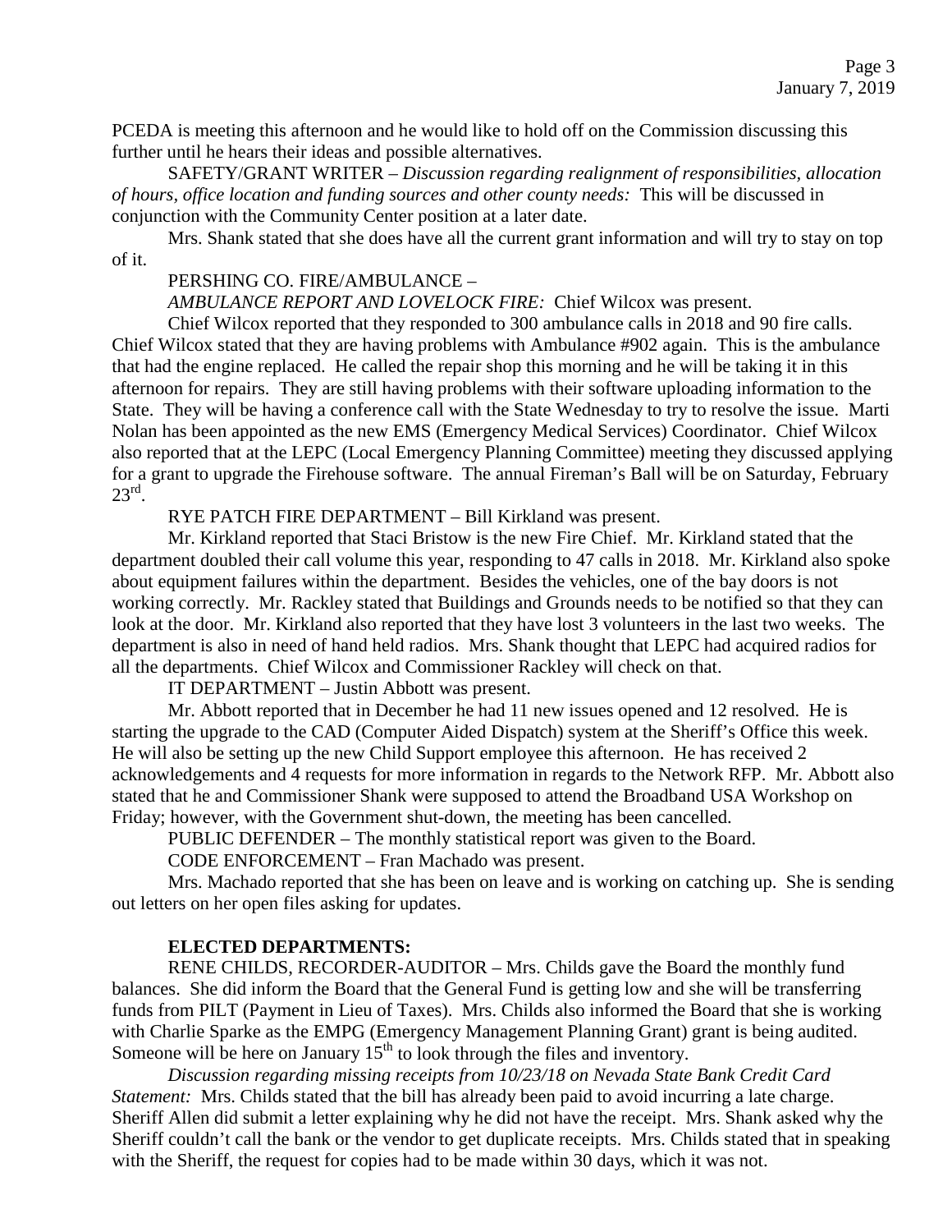PCEDA is meeting this afternoon and he would like to hold off on the Commission discussing this further until he hears their ideas and possible alternatives.

SAFETY/GRANT WRITER – *Discussion regarding realignment of responsibilities, allocation of hours, office location and funding sources and other county needs:* This will be discussed in conjunction with the Community Center position at a later date.

Mrs. Shank stated that she does have all the current grant information and will try to stay on top of it.

PERSHING CO. FIRE/AMBULANCE –

*AMBULANCE REPORT AND LOVELOCK FIRE:* Chief Wilcox was present.

Chief Wilcox reported that they responded to 300 ambulance calls in 2018 and 90 fire calls. Chief Wilcox stated that they are having problems with Ambulance #902 again. This is the ambulance that had the engine replaced. He called the repair shop this morning and he will be taking it in this afternoon for repairs. They are still having problems with their software uploading information to the State. They will be having a conference call with the State Wednesday to try to resolve the issue. Marti Nolan has been appointed as the new EMS (Emergency Medical Services) Coordinator. Chief Wilcox also reported that at the LEPC (Local Emergency Planning Committee) meeting they discussed applying for a grant to upgrade the Firehouse software. The annual Fireman's Ball will be on Saturday, February 23rd.

RYE PATCH FIRE DEPARTMENT – Bill Kirkland was present.

Mr. Kirkland reported that Staci Bristow is the new Fire Chief. Mr. Kirkland stated that the department doubled their call volume this year, responding to 47 calls in 2018. Mr. Kirkland also spoke about equipment failures within the department. Besides the vehicles, one of the bay doors is not working correctly. Mr. Rackley stated that Buildings and Grounds needs to be notified so that they can look at the door. Mr. Kirkland also reported that they have lost 3 volunteers in the last two weeks. The department is also in need of hand held radios. Mrs. Shank thought that LEPC had acquired radios for all the departments. Chief Wilcox and Commissioner Rackley will check on that.

IT DEPARTMENT – Justin Abbott was present.

Mr. Abbott reported that in December he had 11 new issues opened and 12 resolved. He is starting the upgrade to the CAD (Computer Aided Dispatch) system at the Sheriff's Office this week. He will also be setting up the new Child Support employee this afternoon. He has received 2 acknowledgements and 4 requests for more information in regards to the Network RFP. Mr. Abbott also stated that he and Commissioner Shank were supposed to attend the Broadband USA Workshop on Friday; however, with the Government shut-down, the meeting has been cancelled.

PUBLIC DEFENDER – The monthly statistical report was given to the Board.

CODE ENFORCEMENT – Fran Machado was present.

Mrs. Machado reported that she has been on leave and is working on catching up. She is sending out letters on her open files asking for updates.

**ELECTED DEPARTMENTS:**

RENE CHILDS, RECORDER-AUDITOR – Mrs. Childs gave the Board the monthly fund balances. She did inform the Board that the General Fund is getting low and she will be transferring funds from PILT (Payment in Lieu of Taxes). Mrs. Childs also informed the Board that she is working with Charlie Sparke as the EMPG (Emergency Management Planning Grant) grant is being audited. Someone will be here on January 15th to look through the files and inventory.

*Discussion regarding missing receipts from 10/23/18 on Nevada State Bank Credit Card Statement:* Mrs. Childs stated that the bill has already been paid to avoid incurring a late charge. Sheriff Allen did submit a letter explaining why he did not have the receipt. Mrs. Shank asked why the Sheriff couldn't call the bank or the vendor to get duplicate receipts. Mrs. Childs stated that in speaking with the Sheriff, the request for copies had to be made within 30 days, which it was not.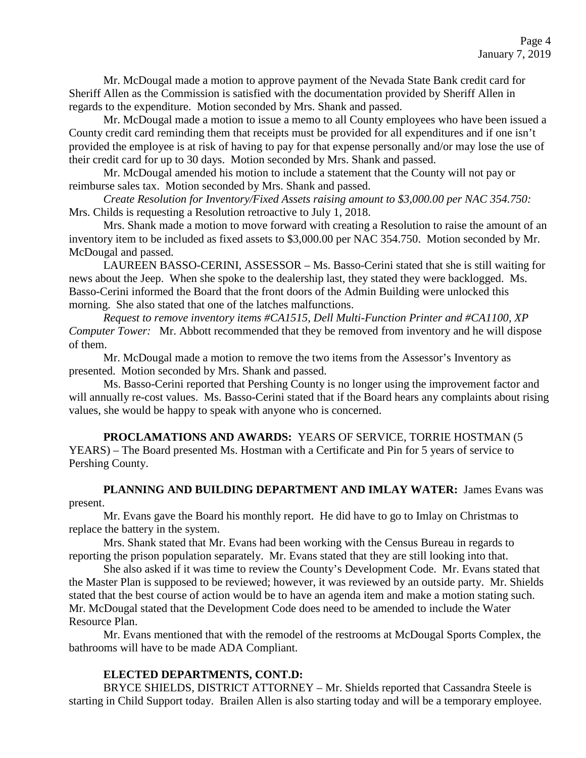Mr. McDougal made a motion to approve payment of the Nevada State Bank credit card for Sheriff Allen as the Commission is satisfied with the documentation provided by Sheriff Allen in regards to the expenditure. Motion seconded by Mrs. Shank and passed.

Mr. McDougal made a motion to issue a memo to all County employees who have been issued a County credit card reminding them that receipts must be provided for all expenditures and if one isn't provided the employee is at risk of having to pay for that expense personally and/or may lose the use of their credit card for up to 30 days. Motion seconded by Mrs. Shank and passed.

Mr. McDougal amended his motion to include a statement that the County will not pay or reimburse sales tax. Motion seconded by Mrs. Shank and passed.

*Create Resolution for Inventory/Fixed Assets raising amount to $3,000.00 per NAC 354.750:* Mrs. Childs is requesting a Resolution retroactive to July 1, 2018.

Mrs. Shank made a motion to move forward with creating a Resolution to raise the amount of an inventory item to be included as fixed assets to $3,000.00 per NAC 354.750. Motion seconded by Mr. McDougal and passed.

LAUREEN BASSO-CERINI, ASSESSOR – Ms. Basso-Cerini stated that she is still waiting for news about the Jeep. When she spoke to the dealership last, they stated they were backlogged. Ms. Basso-Cerini informed the Board that the front doors of the Admin Building were unlocked this morning. She also stated that one of the latches malfunctions.

*Request to remove inventory items #CA1515, Dell Multi-Function Printer and #CA1100, XP Computer Tower:* Mr. Abbott recommended that they be removed from inventory and he will dispose of them.

Mr. McDougal made a motion to remove the two items from the Assessor's Inventory as presented. Motion seconded by Mrs. Shank and passed.

Ms. Basso-Cerini reported that Pershing County is no longer using the improvement factor and will annually re-cost values. Ms. Basso-Cerini stated that if the Board hears any complaints about rising values, she would be happy to speak with anyone who is concerned.

**PROCLAMATIONS AND AWARDS:** YEARS OF SERVICE, TORRIE HOSTMAN (5 YEARS) – The Board presented Ms. Hostman with a Certificate and Pin for 5 years of service to Pershing County.

**PLANNING AND BUILDING DEPARTMENT AND IMLAY WATER:** James Evans was present.

Mr. Evans gave the Board his monthly report. He did have to go to Imlay on Christmas to replace the battery in the system.

Mrs. Shank stated that Mr. Evans had been working with the Census Bureau in regards to reporting the prison population separately. Mr. Evans stated that they are still looking into that.

She also asked if it was time to review the County's Development Code. Mr. Evans stated that the Master Plan is supposed to be reviewed; however, it was reviewed by an outside party. Mr. Shields stated that the best course of action would be to have an agenda item and make a motion stating such. Mr. McDougal stated that the Development Code does need to be amended to include the Water Resource Plan.

Mr. Evans mentioned that with the remodel of the restrooms at McDougal Sports Complex, the bathrooms will have to be made ADA Compliant.

**ELECTED DEPARTMENTS, CONT.D:**

BRYCE SHIELDS, DISTRICT ATTORNEY – Mr. Shields reported that Cassandra Steele is starting in Child Support today. Brailen Allen is also starting today and will be a temporary employee.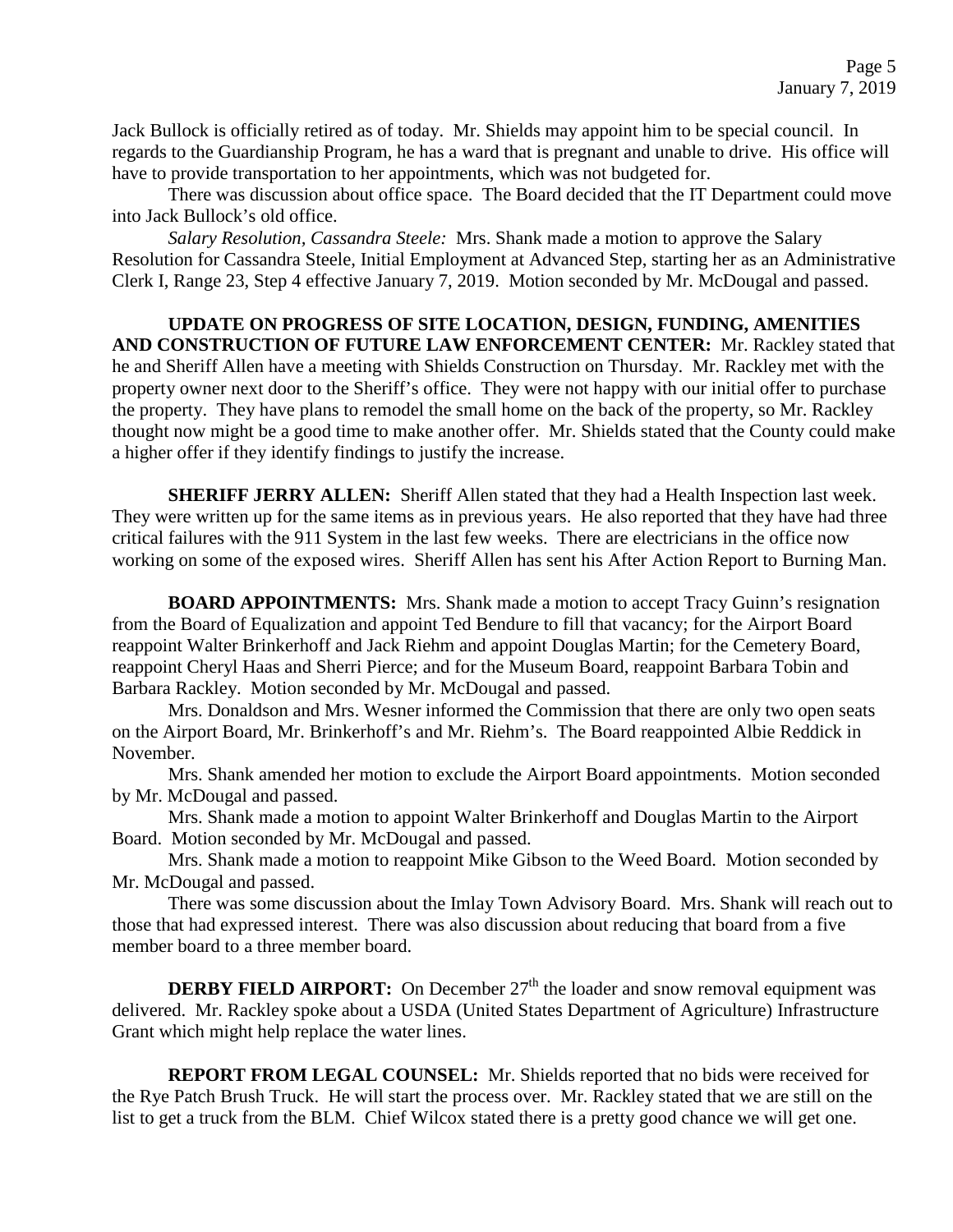Jack Bullock is officially retired as of today. Mr. Shields may appoint him to be special council. In regards to the Guardianship Program, he has a ward that is pregnant and unable to drive. His office will have to provide transportation to her appointments, which was not budgeted for.

There was discussion about office space. The Board decided that the IT Department could move into Jack Bullock's old office.

*Salary Resolution, Cassandra Steele:* Mrs. Shank made a motion to approve the Salary Resolution for Cassandra Steele, Initial Employment at Advanced Step, starting her as an Administrative Clerk I, Range 23, Step 4 effective January 7, 2019. Motion seconded by Mr. McDougal and passed.

**UPDATE ON PROGRESS OF SITE LOCATION, DESIGN, FUNDING, AMENITIES AND CONSTRUCTION OF FUTURE LAW ENFORCEMENT CENTER:** Mr. Rackley stated that he and Sheriff Allen have a meeting with Shields Construction on Thursday. Mr. Rackley met with the property owner next door to the Sheriff's office. They were not happy with our initial offer to purchase the property. They have plans to remodel the small home on the back of the property, so Mr. Rackley thought now might be a good time to make another offer. Mr. Shields stated that the County could make a higher offer if they identify findings to justify the increase.

**SHERIFF JERRY ALLEN:** Sheriff Allen stated that they had a Health Inspection last week. They were written up for the same items as in previous years. He also reported that they have had three critical failures with the 911 System in the last few weeks. There are electricians in the office now working on some of the exposed wires. Sheriff Allen has sent his After Action Report to Burning Man.

**BOARD APPOINTMENTS:** Mrs. Shank made a motion to accept Tracy Guinn's resignation from the Board of Equalization and appoint Ted Bendure to fill that vacancy; for the Airport Board reappoint Walter Brinkerhoff and Jack Riehm and appoint Douglas Martin; for the Cemetery Board, reappoint Cheryl Haas and Sherri Pierce; and for the Museum Board, reappoint Barbara Tobin and Barbara Rackley. Motion seconded by Mr. McDougal and passed.

Mrs. Donaldson and Mrs. Wesner informed the Commission that there are only two open seats on the Airport Board, Mr. Brinkerhoff's and Mr. Riehm's. The Board reappointed Albie Reddick in November.

Mrs. Shank amended her motion to exclude the Airport Board appointments. Motion seconded by Mr. McDougal and passed.

Mrs. Shank made a motion to appoint Walter Brinkerhoff and Douglas Martin to the Airport Board. Motion seconded by Mr. McDougal and passed.

Mrs. Shank made a motion to reappoint Mike Gibson to the Weed Board. Motion seconded by Mr. McDougal and passed.

There was some discussion about the Imlay Town Advisory Board. Mrs. Shank will reach out to those that had expressed interest. There was also discussion about reducing that board from a five member board to a three member board.

**DERBY FIELD AIRPORT:** On December 27th the loader and snow removal equipment was delivered. Mr. Rackley spoke about a USDA (United States Department of Agriculture) Infrastructure Grant which might help replace the water lines.

**REPORT FROM LEGAL COUNSEL:** Mr. Shields reported that no bids were received for the Rye Patch Brush Truck. He will start the process over. Mr. Rackley stated that we are still on the list to get a truck from the BLM. Chief Wilcox stated there is a pretty good chance we will get one.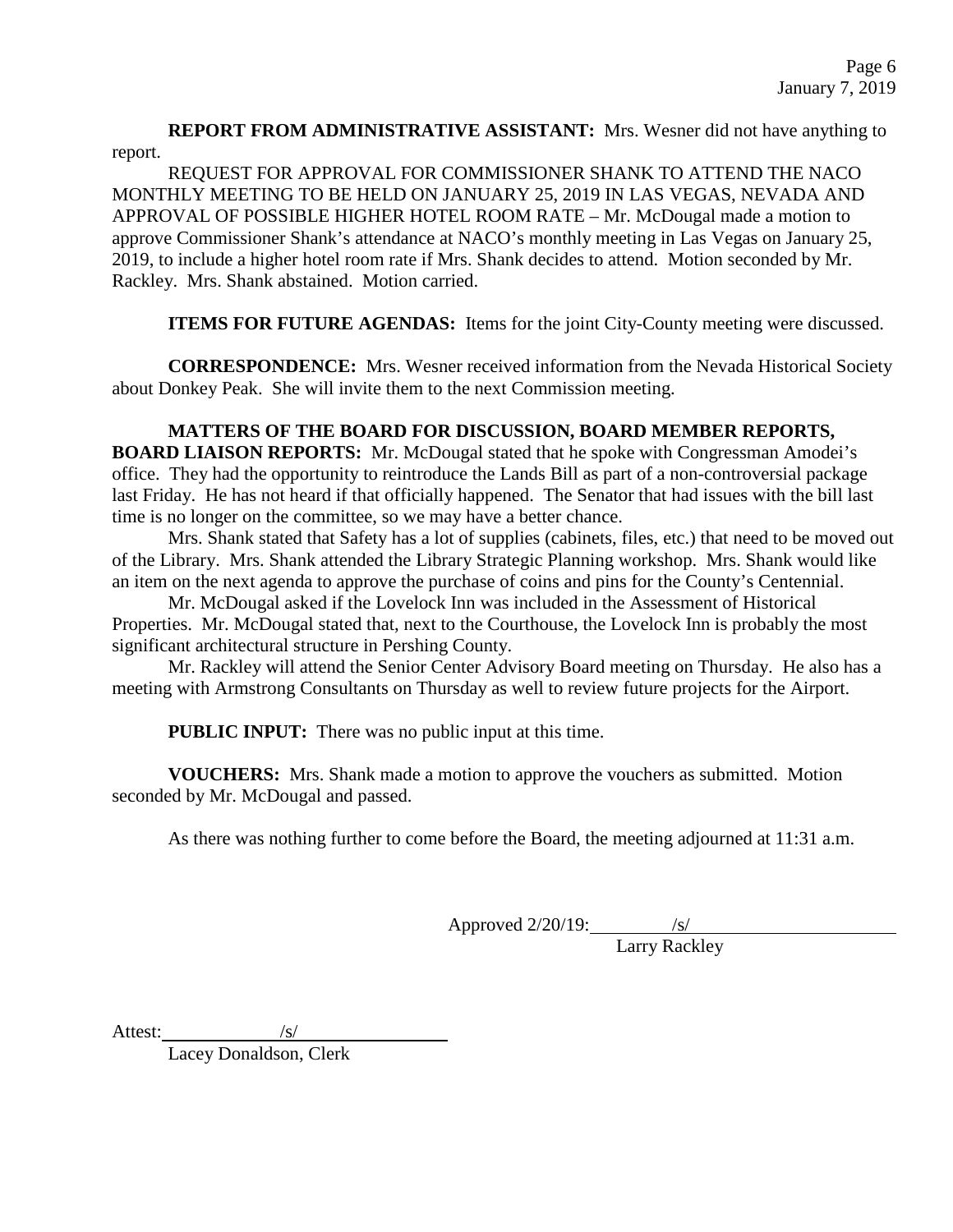**REPORT FROM ADMINISTRATIVE ASSISTANT:** Mrs. Wesner did not have anything to report.

REQUEST FOR APPROVAL FOR COMMISSIONER SHANK TO ATTEND THE NACO MONTHLY MEETING TO BE HELD ON JANUARY 25, 2019 IN LAS VEGAS, NEVADA AND APPROVAL OF POSSIBLE HIGHER HOTEL ROOM RATE – Mr. McDougal made a motion to approve Commissioner Shank's attendance at NACO's monthly meeting in Las Vegas on January 25, 2019, to include a higher hotel room rate if Mrs. Shank decides to attend. Motion seconded by Mr. Rackley. Mrs. Shank abstained. Motion carried.

**ITEMS FOR FUTURE AGENDAS:** Items for the joint City-County meeting were discussed.

**CORRESPONDENCE:** Mrs. Wesner received information from the Nevada Historical Society about Donkey Peak. She will invite them to the next Commission meeting.

**MATTERS OF THE BOARD FOR DISCUSSION, BOARD MEMBER REPORTS, BOARD LIAISON REPORTS:** Mr. McDougal stated that he spoke with Congressman Amodei's office. They had the opportunity to reintroduce the Lands Bill as part of a non-controversial package last Friday. He has not heard if that officially happened. The Senator that had issues with the bill last time is no longer on the committee, so we may have a better chance.

Mrs. Shank stated that Safety has a lot of supplies (cabinets, files, etc.) that need to be moved out of the Library. Mrs. Shank attended the Library Strategic Planning workshop. Mrs. Shank would like an item on the next agenda to approve the purchase of coins and pins for the County's Centennial.

Mr. McDougal asked if the Lovelock Inn was included in the Assessment of Historical Properties. Mr. McDougal stated that, next to the Courthouse, the Lovelock Inn is probably the most significant architectural structure in Pershing County.

Mr. Rackley will attend the Senior Center Advisory Board meeting on Thursday. He also has a meeting with Armstrong Consultants on Thursday as well to review future projects for the Airport.

**PUBLIC INPUT:** There was no public input at this time.

**VOUCHERS:** Mrs. Shank made a motion to approve the vouchers as submitted. Motion seconded by Mr. McDougal and passed.

As there was nothing further to come before the Board, the meeting adjourned at 11:31 a.m.

Approved 2/20/19: /s/
Larry Rackley

Attest: /s/
Lacey Donaldson, Clerk